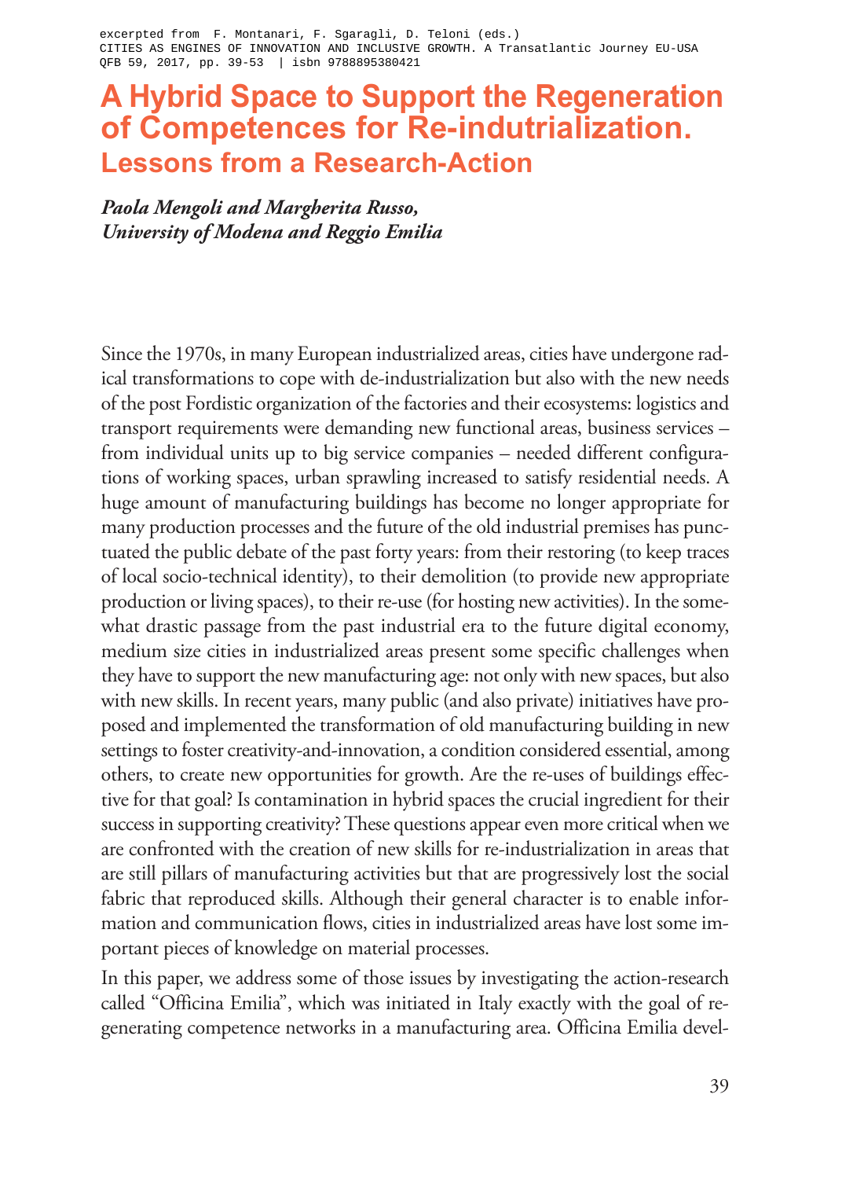excerpted from F. Montanari, F. Sgaragli, D. Teloni (eds.)
CITIES AS ENGINES OF INNOVATION AND INCLUSIVE GROWTH. A Transatlantic Journey EU-USA
QFB 59, 2017, pp. 39-53 | isbn 9788895380421

# A Hybrid Space to Support the Regeneration of Competences for Re-indutrialization.
## Lessons from a Research-Action

***Paola Mengoli and Margherita Russo,***
***University of Modena and Reggio Emilia***

Since the 1970s, in many European industrialized areas, cities have undergone radical transformations to cope with de-industrialization but also with the new needs of the post Fordistic organization of the factories and their ecosystems: logistics and transport requirements were demanding new functional areas, business services – from individual units up to big service companies – needed different configurations of working spaces, urban sprawling increased to satisfy residential needs. A huge amount of manufacturing buildings has become no longer appropriate for many production processes and the future of the old industrial premises has punctuated the public debate of the past forty years: from their restoring (to keep traces of local socio-technical identity), to their demolition (to provide new appropriate production or living spaces), to their re-use (for hosting new activities). In the somewhat drastic passage from the past industrial era to the future digital economy, medium size cities in industrialized areas present some specific challenges when they have to support the new manufacturing age: not only with new spaces, but also with new skills. In recent years, many public (and also private) initiatives have proposed and implemented the transformation of old manufacturing building in new settings to foster creativity-and-innovation, a condition considered essential, among others, to create new opportunities for growth. Are the re-uses of buildings effective for that goal? Is contamination in hybrid spaces the crucial ingredient for their success in supporting creativity? These questions appear even more critical when we are confronted with the creation of new skills for re-industrialization in areas that are still pillars of manufacturing activities but that are progressively lost the social fabric that reproduced skills. Although their general character is to enable information and communication flows, cities in industrialized areas have lost some important pieces of knowledge on material processes.

In this paper, we address some of those issues by investigating the action-research called "Officina Emilia", which was initiated in Italy exactly with the goal of regenerating competence networks in a manufacturing area. Officina Emilia devel-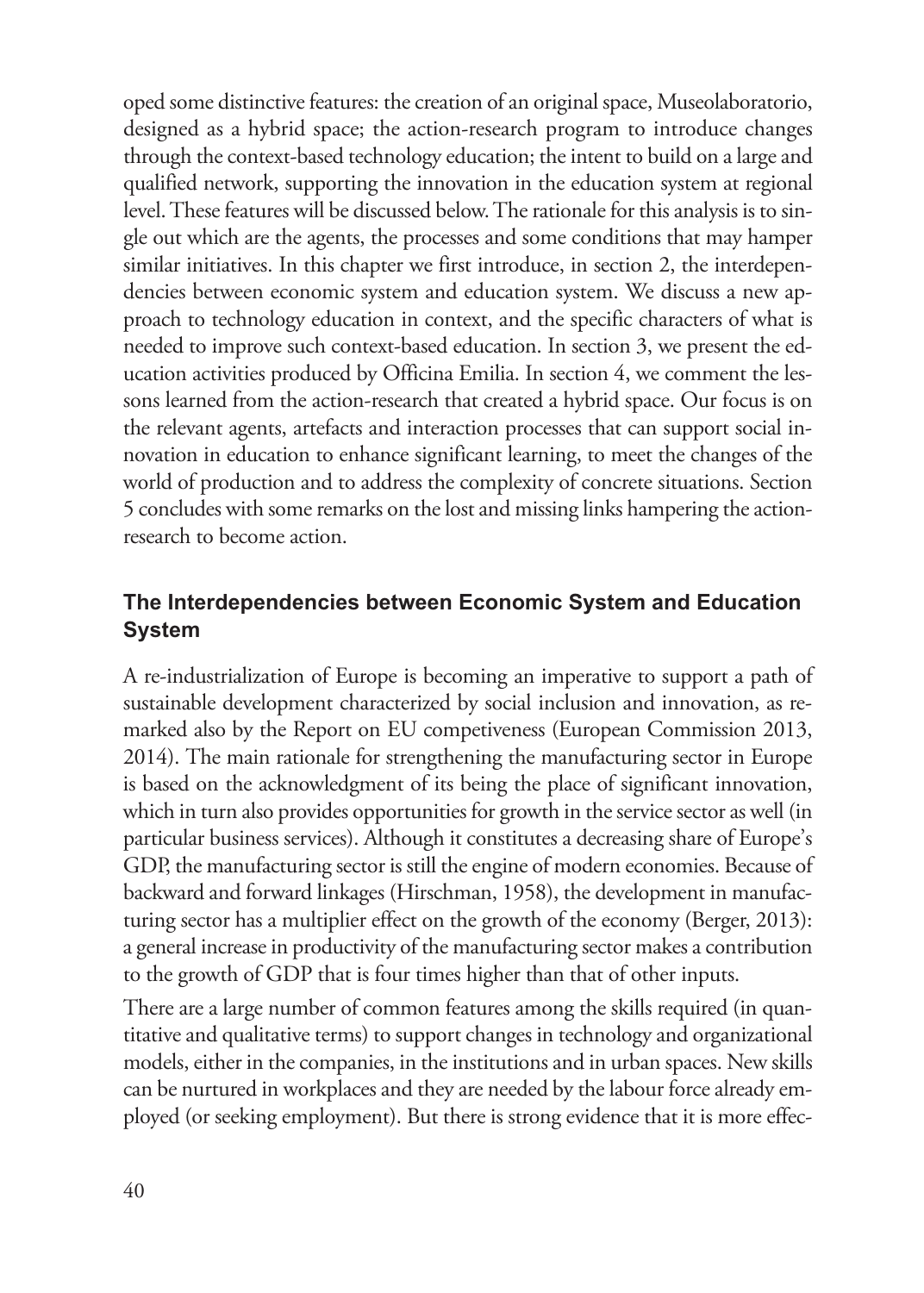oped some distinctive features: the creation of an original space, Museolaboratorio, designed as a hybrid space; the action-research program to introduce changes through the context-based technology education; the intent to build on a large and qualified network, supporting the innovation in the education system at regional level. These features will be discussed below. The rationale for this analysis is to single out which are the agents, the processes and some conditions that may hamper similar initiatives. In this chapter we first introduce, in section 2, the interdependencies between economic system and education system. We discuss a new approach to technology education in context, and the specific characters of what is needed to improve such context-based education. In section 3, we present the education activities produced by Officina Emilia. In section 4, we comment the lessons learned from the action-research that created a hybrid space. Our focus is on the relevant agents, artefacts and interaction processes that can support social innovation in education to enhance significant learning, to meet the changes of the world of production and to address the complexity of concrete situations. Section 5 concludes with some remarks on the lost and missing links hampering the action-research to become action.

## The Interdependencies between Economic System and Education System

A re-industrialization of Europe is becoming an imperative to support a path of sustainable development characterized by social inclusion and innovation, as remarked also by the Report on EU competiveness (European Commission 2013, 2014). The main rationale for strengthening the manufacturing sector in Europe is based on the acknowledgment of its being the place of significant innovation, which in turn also provides opportunities for growth in the service sector as well (in particular business services). Although it constitutes a decreasing share of Europe's GDP, the manufacturing sector is still the engine of modern economies. Because of backward and forward linkages (Hirschman, 1958), the development in manufacturing sector has a multiplier effect on the growth of the economy (Berger, 2013): a general increase in productivity of the manufacturing sector makes a contribution to the growth of GDP that is four times higher than that of other inputs.

There are a large number of common features among the skills required (in quantitative and qualitative terms) to support changes in technology and organizational models, either in the companies, in the institutions and in urban spaces. New skills can be nurtured in workplaces and they are needed by the labour force already employed (or seeking employment). But there is strong evidence that it is more effec-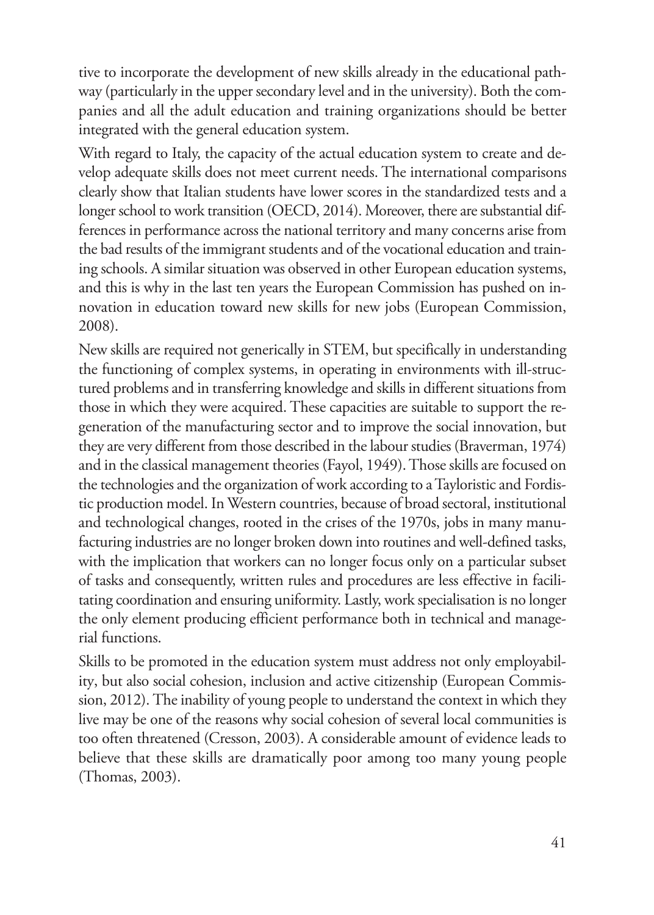tive to incorporate the development of new skills already in the educational pathway (particularly in the upper secondary level and in the university). Both the companies and all the adult education and training organizations should be better integrated with the general education system.

With regard to Italy, the capacity of the actual education system to create and develop adequate skills does not meet current needs. The international comparisons clearly show that Italian students have lower scores in the standardized tests and a longer school to work transition (OECD, 2014). Moreover, there are substantial differences in performance across the national territory and many concerns arise from the bad results of the immigrant students and of the vocational education and training schools. A similar situation was observed in other European education systems, and this is why in the last ten years the European Commission has pushed on innovation in education toward new skills for new jobs (European Commission, 2008).

New skills are required not generically in STEM, but specifically in understanding the functioning of complex systems, in operating in environments with ill-structured problems and in transferring knowledge and skills in different situations from those in which they were acquired. These capacities are suitable to support the regeneration of the manufacturing sector and to improve the social innovation, but they are very different from those described in the labour studies (Braverman, 1974) and in the classical management theories (Fayol, 1949). Those skills are focused on the technologies and the organization of work according to a Tayloristic and Fordistic production model. In Western countries, because of broad sectoral, institutional and technological changes, rooted in the crises of the 1970s, jobs in many manufacturing industries are no longer broken down into routines and well-defined tasks, with the implication that workers can no longer focus only on a particular subset of tasks and consequently, written rules and procedures are less effective in facilitating coordination and ensuring uniformity. Lastly, work specialisation is no longer the only element producing efficient performance both in technical and managerial functions.

Skills to be promoted in the education system must address not only employability, but also social cohesion, inclusion and active citizenship (European Commission, 2012). The inability of young people to understand the context in which they live may be one of the reasons why social cohesion of several local communities is too often threatened (Cresson, 2003). A considerable amount of evidence leads to believe that these skills are dramatically poor among too many young people (Thomas, 2003).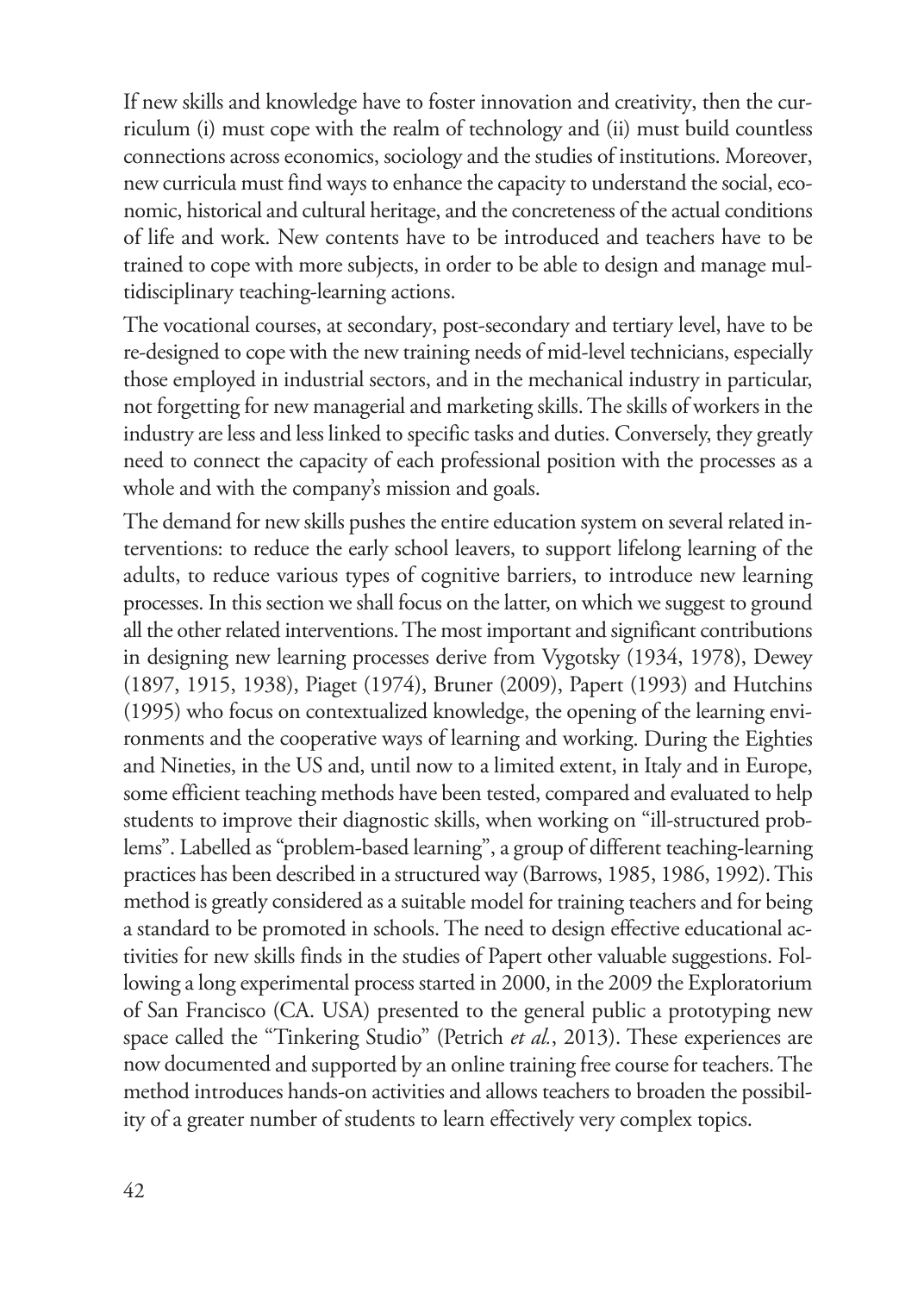If new skills and knowledge have to foster innovation and creativity, then the curriculum (i) must cope with the realm of technology and (ii) must build countless connections across economics, sociology and the studies of institutions. Moreover, new curricula must find ways to enhance the capacity to understand the social, economic, historical and cultural heritage, and the concreteness of the actual conditions of life and work. New contents have to be introduced and teachers have to be trained to cope with more subjects, in order to be able to design and manage multidisciplinary teaching-learning actions.

The vocational courses, at secondary, post-secondary and tertiary level, have to be re-designed to cope with the new training needs of mid-level technicians, especially those employed in industrial sectors, and in the mechanical industry in particular, not forgetting for new managerial and marketing skills. The skills of workers in the industry are less and less linked to specific tasks and duties. Conversely, they greatly need to connect the capacity of each professional position with the processes as a whole and with the company's mission and goals.

The demand for new skills pushes the entire education system on several related interventions: to reduce the early school leavers, to support lifelong learning of the adults, to reduce various types of cognitive barriers, to introduce new learning processes. In this section we shall focus on the latter, on which we suggest to ground all the other related interventions. The most important and significant contributions in designing new learning processes derive from Vygotsky (1934, 1978), Dewey (1897, 1915, 1938), Piaget (1974), Bruner (2009), Papert (1993) and Hutchins (1995) who focus on contextualized knowledge, the opening of the learning environments and the cooperative ways of learning and working. During the Eighties and Nineties, in the US and, until now to a limited extent, in Italy and in Europe, some efficient teaching methods have been tested, compared and evaluated to help students to improve their diagnostic skills, when working on "ill-structured problems". Labelled as "problem-based learning", a group of different teaching-learning practices has been described in a structured way (Barrows, 1985, 1986, 1992). This method is greatly considered as a suitable model for training teachers and for being a standard to be promoted in schools. The need to design effective educational activities for new skills finds in the studies of Papert other valuable suggestions. Following a long experimental process started in 2000, in the 2009 the Exploratorium of San Francisco (CA. USA) presented to the general public a prototyping new space called the "Tinkering Studio" (Petrich *et al.*, 2013). These experiences are now documented and supported by an online training free course for teachers. The method introduces hands-on activities and allows teachers to broaden the possibility of a greater number of students to learn effectively very complex topics.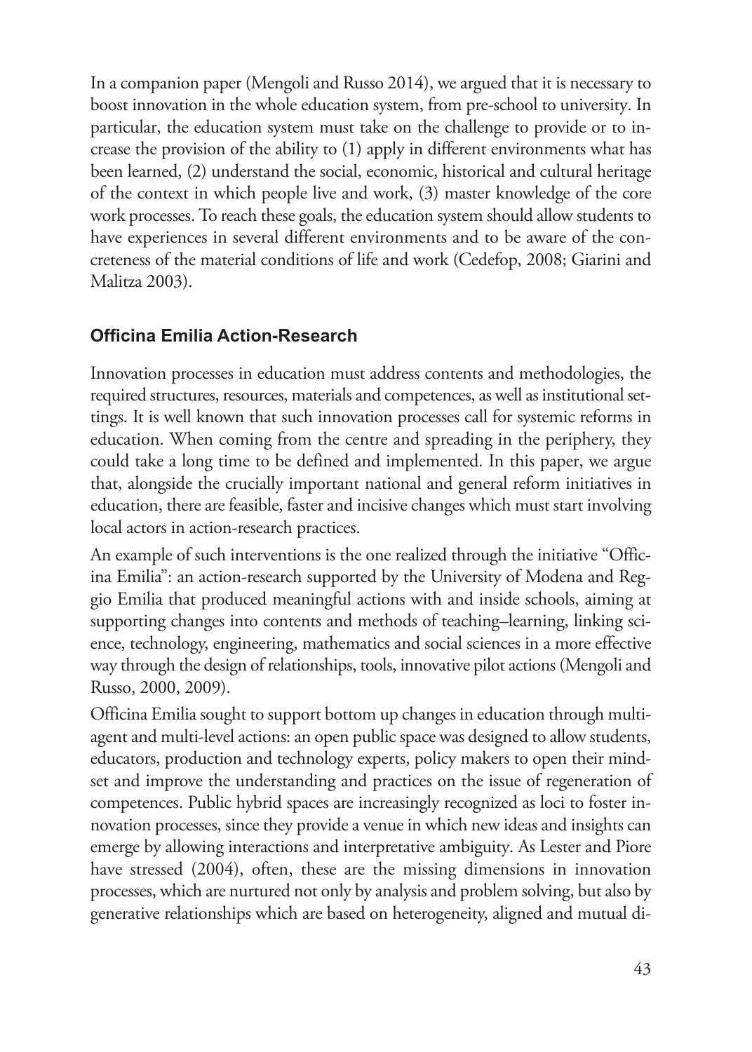In a companion paper (Mengoli and Russo 2014), we argued that it is necessary to boost innovation in the whole education system, from pre-school to university. In particular, the education system must take on the challenge to provide or to increase the provision of the ability to (1) apply in different environments what has been learned, (2) understand the social, economic, historical and cultural heritage of the context in which people live and work, (3) master knowledge of the core work processes. To reach these goals, the education system should allow students to have experiences in several different environments and to be aware of the concreteness of the material conditions of life and work (Cedefop, 2008; Giarini and Malitza 2003).

## Officina Emilia Action-Research

Innovation processes in education must address contents and methodologies, the required structures, resources, materials and competences, as well as institutional settings. It is well known that such innovation processes call for systemic reforms in education. When coming from the centre and spreading in the periphery, they could take a long time to be defined and implemented. In this paper, we argue that, alongside the crucially important national and general reform initiatives in education, there are feasible, faster and incisive changes which must start involving local actors in action-research practices.

An example of such interventions is the one realized through the initiative "Officina Emilia": an action-research supported by the University of Modena and Reggio Emilia that produced meaningful actions with and inside schools, aiming at supporting changes into contents and methods of teaching–learning, linking science, technology, engineering, mathematics and social sciences in a more effective way through the design of relationships, tools, innovative pilot actions (Mengoli and Russo, 2000, 2009).

Officina Emilia sought to support bottom up changes in education through multi-agent and multi-level actions: an open public space was designed to allow students, educators, production and technology experts, policy makers to open their mindset and improve the understanding and practices on the issue of regeneration of competences. Public hybrid spaces are increasingly recognized as loci to foster innovation processes, since they provide a venue in which new ideas and insights can emerge by allowing interactions and interpretative ambiguity. As Lester and Piore have stressed (2004), often, these are the missing dimensions in innovation processes, which are nurtured not only by analysis and problem solving, but also by generative relationships which are based on heterogeneity, aligned and mutual di-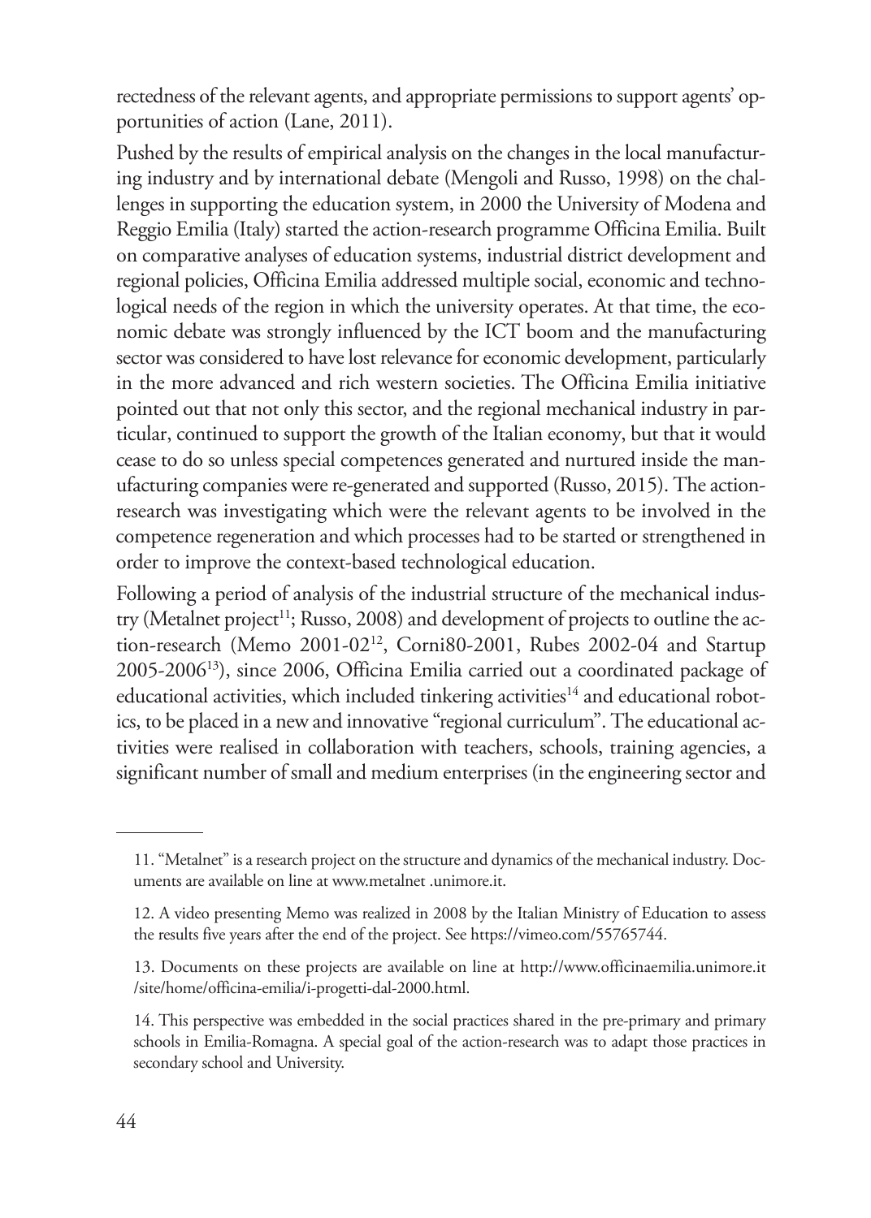rectedness of the relevant agents, and appropriate permissions to support agents' opportunities of action (Lane, 2011).

Pushed by the results of empirical analysis on the changes in the local manufacturing industry and by international debate (Mengoli and Russo, 1998) on the challenges in supporting the education system, in 2000 the University of Modena and Reggio Emilia (Italy) started the action-research programme Officina Emilia. Built on comparative analyses of education systems, industrial district development and regional policies, Officina Emilia addressed multiple social, economic and technological needs of the region in which the university operates. At that time, the economic debate was strongly influenced by the ICT boom and the manufacturing sector was considered to have lost relevance for economic development, particularly in the more advanced and rich western societies. The Officina Emilia initiative pointed out that not only this sector, and the regional mechanical industry in particular, continued to support the growth of the Italian economy, but that it would cease to do so unless special competences generated and nurtured inside the manufacturing companies were re-generated and supported (Russo, 2015). The action-research was investigating which were the relevant agents to be involved in the competence regeneration and which processes had to be started or strengthened in order to improve the context-based technological education.

Following a period of analysis of the industrial structure of the mechanical industry (Metalnet project[11]; Russo, 2008) and development of projects to outline the action-research (Memo 2001-02[12], Corni80-2001, Rubes 2002-04 and Startup 2005-2006[13]), since 2006, Officina Emilia carried out a coordinated package of educational activities, which included tinkering activities[14] and educational robotics, to be placed in a new and innovative "regional curriculum". The educational activities were realised in collaboration with teachers, schools, training agencies, a significant number of small and medium enterprises (in the engineering sector and

---

11. "Metalnet" is a research project on the structure and dynamics of the mechanical industry. Documents are available on line at www.metalnet .unimore.it.

12. A video presenting Memo was realized in 2008 by the Italian Ministry of Education to assess the results five years after the end of the project. See https://vimeo.com/55765744.

13. Documents on these projects are available on line at http://www.officinaemilia.unimore.it /site/home/officina-emilia/i-progetti-dal-2000.html.

14. This perspective was embedded in the social practices shared in the pre-primary and primary schools in Emilia-Romagna. A special goal of the action-research was to adapt those practices in secondary school and University.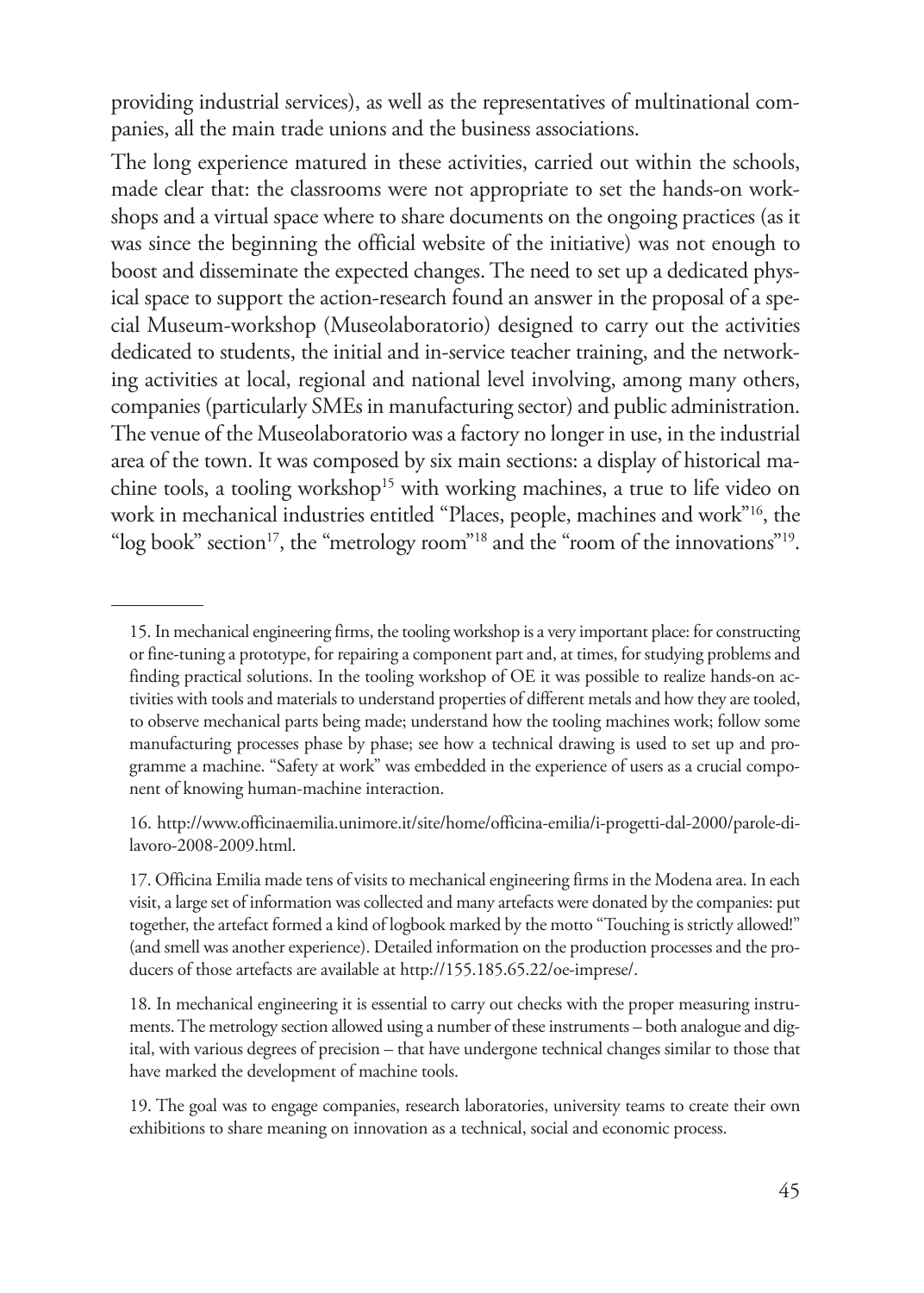providing industrial services), as well as the representatives of multinational companies, all the main trade unions and the business associations.

The long experience matured in these activities, carried out within the schools, made clear that: the classrooms were not appropriate to set the hands-on workshops and a virtual space where to share documents on the ongoing practices (as it was since the beginning the official website of the initiative) was not enough to boost and disseminate the expected changes. The need to set up a dedicated physical space to support the action-research found an answer in the proposal of a special Museum-workshop (Museolaboratorio) designed to carry out the activities dedicated to students, the initial and in-service teacher training, and the networking activities at local, regional and national level involving, among many others, companies (particularly SMEs in manufacturing sector) and public administration. The venue of the Museolaboratorio was a factory no longer in use, in the industrial area of the town. It was composed by six main sections: a display of historical machine tools, a tooling workshop[15] with working machines, a true to life video on work in mechanical industries entitled "Places, people, machines and work"[16], the "log book" section[17], the "metrology room"[18] and the "room of the innovations"[19].

---

15. In mechanical engineering firms, the tooling workshop is a very important place: for constructing or fine-tuning a prototype, for repairing a component part and, at times, for studying problems and finding practical solutions. In the tooling workshop of OE it was possible to realize hands-on activities with tools and materials to understand properties of different metals and how they are tooled, to observe mechanical parts being made; understand how the tooling machines work; follow some manufacturing processes phase by phase; see how a technical drawing is used to set up and programme a machine. "Safety at work" was embedded in the experience of users as a crucial component of knowing human-machine interaction.

16. http://www.officinaemilia.unimore.it/site/home/officina-emilia/i-progetti-dal-2000/parole-di-lavoro-2008-2009.html.

17. Officina Emilia made tens of visits to mechanical engineering firms in the Modena area. In each visit, a large set of information was collected and many artefacts were donated by the companies: put together, the artefact formed a kind of logbook marked by the motto "Touching is strictly allowed!" (and smell was another experience). Detailed information on the production processes and the producers of those artefacts are available at http://155.185.65.22/oe-imprese/.

18. In mechanical engineering it is essential to carry out checks with the proper measuring instruments. The metrology section allowed using a number of these instruments – both analogue and digital, with various degrees of precision – that have undergone technical changes similar to those that have marked the development of machine tools.

19. The goal was to engage companies, research laboratories, university teams to create their own exhibitions to share meaning on innovation as a technical, social and economic process.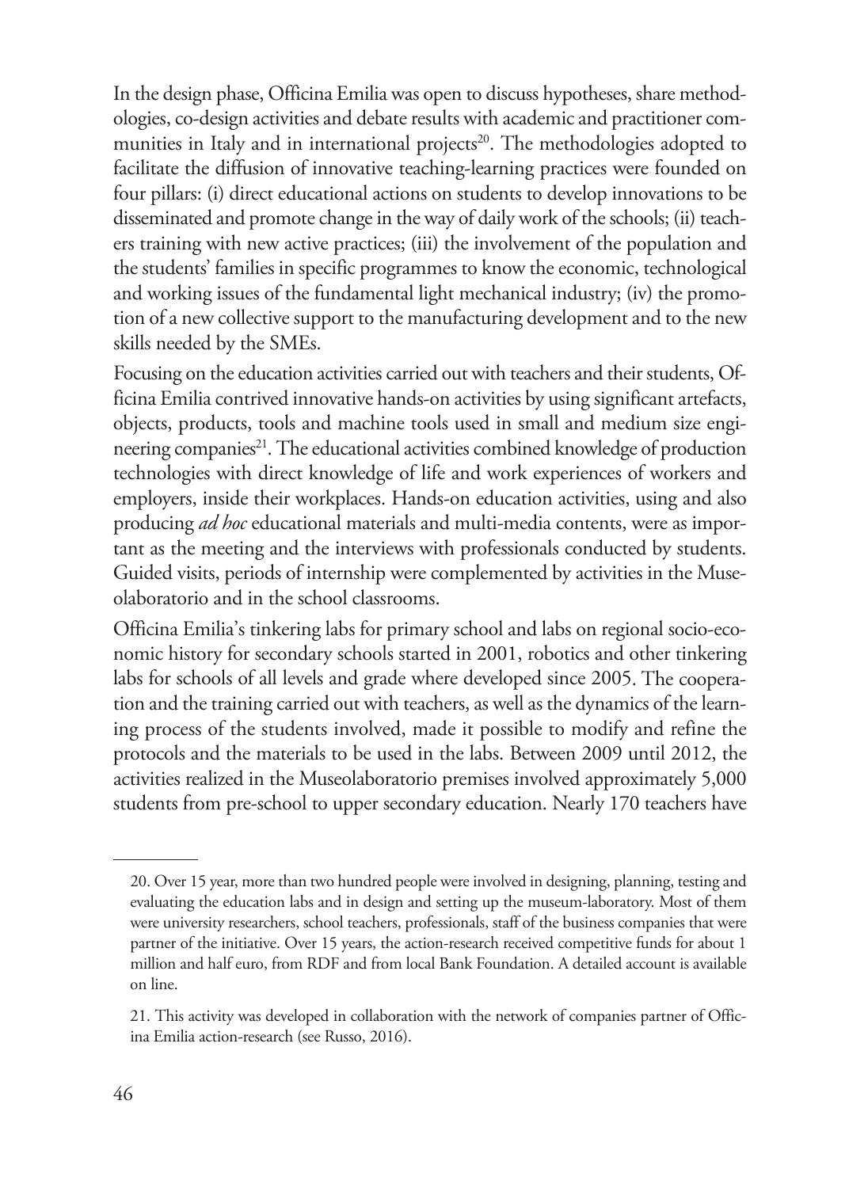In the design phase, Officina Emilia was open to discuss hypotheses, share methodologies, co-design activities and debate results with academic and practitioner communities in Italy and in international projects[20]. The methodologies adopted to facilitate the diffusion of innovative teaching-learning practices were founded on four pillars: (i) direct educational actions on students to develop innovations to be disseminated and promote change in the way of daily work of the schools; (ii) teachers training with new active practices; (iii) the involvement of the population and the students' families in specific programmes to know the economic, technological and working issues of the fundamental light mechanical industry; (iv) the promotion of a new collective support to the manufacturing development and to the new skills needed by the SMEs.

Focusing on the education activities carried out with teachers and their students, Officina Emilia contrived innovative hands-on activities by using significant artefacts, objects, products, tools and machine tools used in small and medium size engineering companies[21]. The educational activities combined knowledge of production technologies with direct knowledge of life and work experiences of workers and employers, inside their workplaces. Hands-on education activities, using and also producing *ad hoc* educational materials and multi-media contents, were as important as the meeting and the interviews with professionals conducted by students. Guided visits, periods of internship were complemented by activities in the Museolaboratorio and in the school classrooms.

Officina Emilia's tinkering labs for primary school and labs on regional socio-economic history for secondary schools started in 2001, robotics and other tinkering labs for schools of all levels and grade where developed since 2005. The cooperation and the training carried out with teachers, as well as the dynamics of the learning process of the students involved, made it possible to modify and refine the protocols and the materials to be used in the labs. Between 2009 until 2012, the activities realized in the Museolaboratorio premises involved approximately 5,000 students from pre-school to upper secondary education. Nearly 170 teachers have

---

20. Over 15 year, more than two hundred people were involved in designing, planning, testing and evaluating the education labs and in design and setting up the museum-laboratory. Most of them were university researchers, school teachers, professionals, staff of the business companies that were partner of the initiative. Over 15 years, the action-research received competitive funds for about 1 million and half euro, from RDF and from local Bank Foundation. A detailed account is available on line.

21. This activity was developed in collaboration with the network of companies partner of Officina Emilia action-research (see Russo, 2016).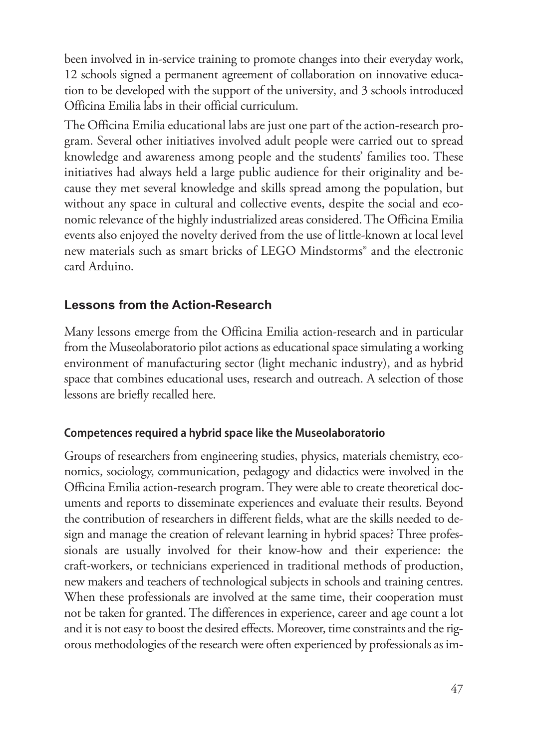been involved in in-service training to promote changes into their everyday work, 12 schools signed a permanent agreement of collaboration on innovative education to be developed with the support of the university, and 3 schools introduced Officina Emilia labs in their official curriculum.

The Officina Emilia educational labs are just one part of the action-research program. Several other initiatives involved adult people were carried out to spread knowledge and awareness among people and the students' families too. These initiatives had always held a large public audience for their originality and because they met several knowledge and skills spread among the population, but without any space in cultural and collective events, despite the social and economic relevance of the highly industrialized areas considered. The Officina Emilia events also enjoyed the novelty derived from the use of little-known at local level new materials such as smart bricks of LEGO Mindstorms® and the electronic card Arduino.

## Lessons from the Action-Research

Many lessons emerge from the Officina Emilia action-research and in particular from the Museolaboratorio pilot actions as educational space simulating a working environment of manufacturing sector (light mechanic industry), and as hybrid space that combines educational uses, research and outreach. A selection of those lessons are briefly recalled here.

### Competences required a hybrid space like the Museolaboratorio

Groups of researchers from engineering studies, physics, materials chemistry, economics, sociology, communication, pedagogy and didactics were involved in the Officina Emilia action-research program. They were able to create theoretical documents and reports to disseminate experiences and evaluate their results. Beyond the contribution of researchers in different fields, what are the skills needed to design and manage the creation of relevant learning in hybrid spaces? Three professionals are usually involved for their know-how and their experience: the craft-workers, or technicians experienced in traditional methods of production, new makers and teachers of technological subjects in schools and training centres. When these professionals are involved at the same time, their cooperation must not be taken for granted. The differences in experience, career and age count a lot and it is not easy to boost the desired effects. Moreover, time constraints and the rigorous methodologies of the research were often experienced by professionals as im-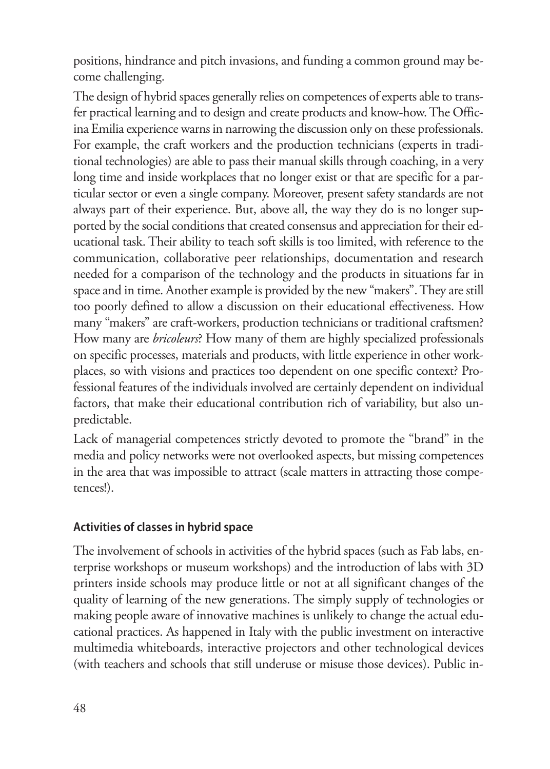positions, hindrance and pitch invasions, and funding a common ground may become challenging.

The design of hybrid spaces generally relies on competences of experts able to transfer practical learning and to design and create products and know-how. The Officina Emilia experience warns in narrowing the discussion only on these professionals. For example, the craft workers and the production technicians (experts in traditional technologies) are able to pass their manual skills through coaching, in a very long time and inside workplaces that no longer exist or that are specific for a particular sector or even a single company. Moreover, present safety standards are not always part of their experience. But, above all, the way they do is no longer supported by the social conditions that created consensus and appreciation for their educational task. Their ability to teach soft skills is too limited, with reference to the communication, collaborative peer relationships, documentation and research needed for a comparison of the technology and the products in situations far in space and in time. Another example is provided by the new "makers". They are still too poorly defined to allow a discussion on their educational effectiveness. How many "makers" are craft-workers, production technicians or traditional craftsmen? How many are *bricoleurs*? How many of them are highly specialized professionals on specific processes, materials and products, with little experience in other workplaces, so with visions and practices too dependent on one specific context? Professional features of the individuals involved are certainly dependent on individual factors, that make their educational contribution rich of variability, but also unpredictable.

Lack of managerial competences strictly devoted to promote the "brand" in the media and policy networks were not overlooked aspects, but missing competences in the area that was impossible to attract (scale matters in attracting those competences!).

### Activities of classes in hybrid space

The involvement of schools in activities of the hybrid spaces (such as Fab labs, enterprise workshops or museum workshops) and the introduction of labs with 3D printers inside schools may produce little or not at all significant changes of the quality of learning of the new generations. The simply supply of technologies or making people aware of innovative machines is unlikely to change the actual educational practices. As happened in Italy with the public investment on interactive multimedia whiteboards, interactive projectors and other technological devices (with teachers and schools that still underuse or misuse those devices). Public in-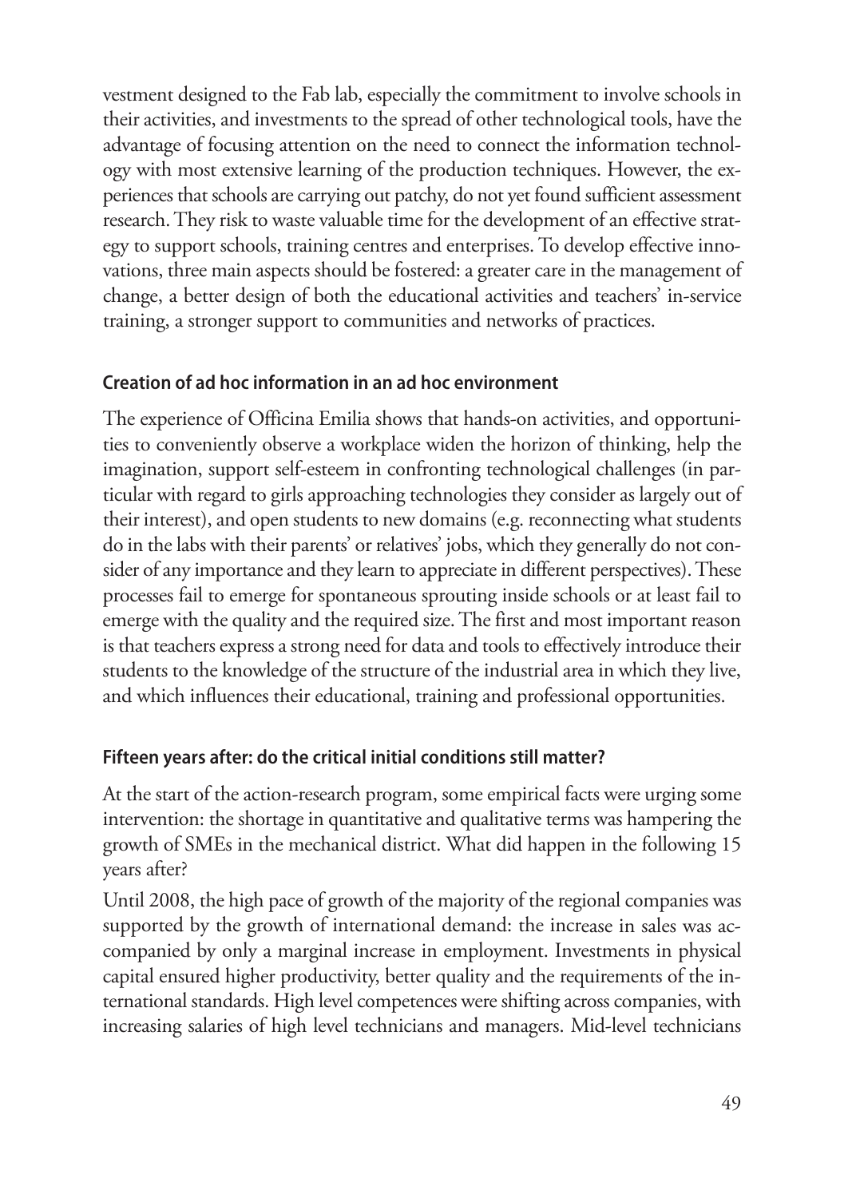vestment designed to the Fab lab, especially the commitment to involve schools in their activities, and investments to the spread of other technological tools, have the advantage of focusing attention on the need to connect the information technology with most extensive learning of the production techniques. However, the experiences that schools are carrying out patchy, do not yet found sufficient assessment research. They risk to waste valuable time for the development of an effective strategy to support schools, training centres and enterprises. To develop effective innovations, three main aspects should be fostered: a greater care in the management of change, a better design of both the educational activities and teachers' in-service training, a stronger support to communities and networks of practices.

## Creation of ad hoc information in an ad hoc environment

The experience of Officina Emilia shows that hands-on activities, and opportunities to conveniently observe a workplace widen the horizon of thinking, help the imagination, support self-esteem in confronting technological challenges (in particular with regard to girls approaching technologies they consider as largely out of their interest), and open students to new domains (e.g. reconnecting what students do in the labs with their parents' or relatives' jobs, which they generally do not consider of any importance and they learn to appreciate in different perspectives). These processes fail to emerge for spontaneous sprouting inside schools or at least fail to emerge with the quality and the required size. The first and most important reason is that teachers express a strong need for data and tools to effectively introduce their students to the knowledge of the structure of the industrial area in which they live, and which influences their educational, training and professional opportunities.

## Fifteen years after: do the critical initial conditions still matter?

At the start of the action-research program, some empirical facts were urging some intervention: the shortage in quantitative and qualitative terms was hampering the growth of SMEs in the mechanical district. What did happen in the following 15 years after?

Until 2008, the high pace of growth of the majority of the regional companies was supported by the growth of international demand: the increase in sales was accompanied by only a marginal increase in employment. Investments in physical capital ensured higher productivity, better quality and the requirements of the international standards. High level competences were shifting across companies, with increasing salaries of high level technicians and managers. Mid-level technicians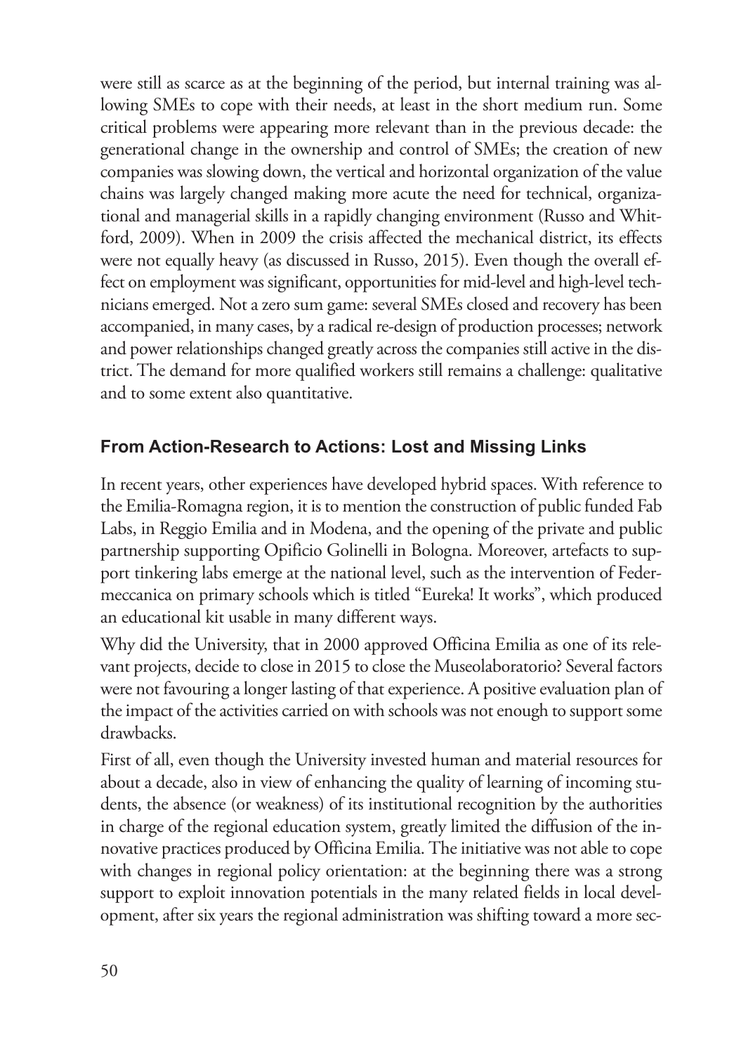were still as scarce as at the beginning of the period, but internal training was allowing SMEs to cope with their needs, at least in the short medium run. Some critical problems were appearing more relevant than in the previous decade: the generational change in the ownership and control of SMEs; the creation of new companies was slowing down, the vertical and horizontal organization of the value chains was largely changed making more acute the need for technical, organizational and managerial skills in a rapidly changing environment (Russo and Whitford, 2009). When in 2009 the crisis affected the mechanical district, its effects were not equally heavy (as discussed in Russo, 2015). Even though the overall effect on employment was significant, opportunities for mid-level and high-level technicians emerged. Not a zero sum game: several SMEs closed and recovery has been accompanied, in many cases, by a radical re-design of production processes; network and power relationships changed greatly across the companies still active in the district. The demand for more qualified workers still remains a challenge: qualitative and to some extent also quantitative.

## From Action-Research to Actions: Lost and Missing Links

In recent years, other experiences have developed hybrid spaces. With reference to the Emilia-Romagna region, it is to mention the construction of public funded Fab Labs, in Reggio Emilia and in Modena, and the opening of the private and public partnership supporting Opificio Golinelli in Bologna. Moreover, artefacts to support tinkering labs emerge at the national level, such as the intervention of Federmeccanica on primary schools which is titled "Eureka! It works", which produced an educational kit usable in many different ways.

Why did the University, that in 2000 approved Officina Emilia as one of its relevant projects, decide to close in 2015 to close the Museolaboratorio? Several factors were not favouring a longer lasting of that experience. A positive evaluation plan of the impact of the activities carried on with schools was not enough to support some drawbacks.

First of all, even though the University invested human and material resources for about a decade, also in view of enhancing the quality of learning of incoming students, the absence (or weakness) of its institutional recognition by the authorities in charge of the regional education system, greatly limited the diffusion of the innovative practices produced by Officina Emilia. The initiative was not able to cope with changes in regional policy orientation: at the beginning there was a strong support to exploit innovation potentials in the many related fields in local development, after six years the regional administration was shifting toward a more sec-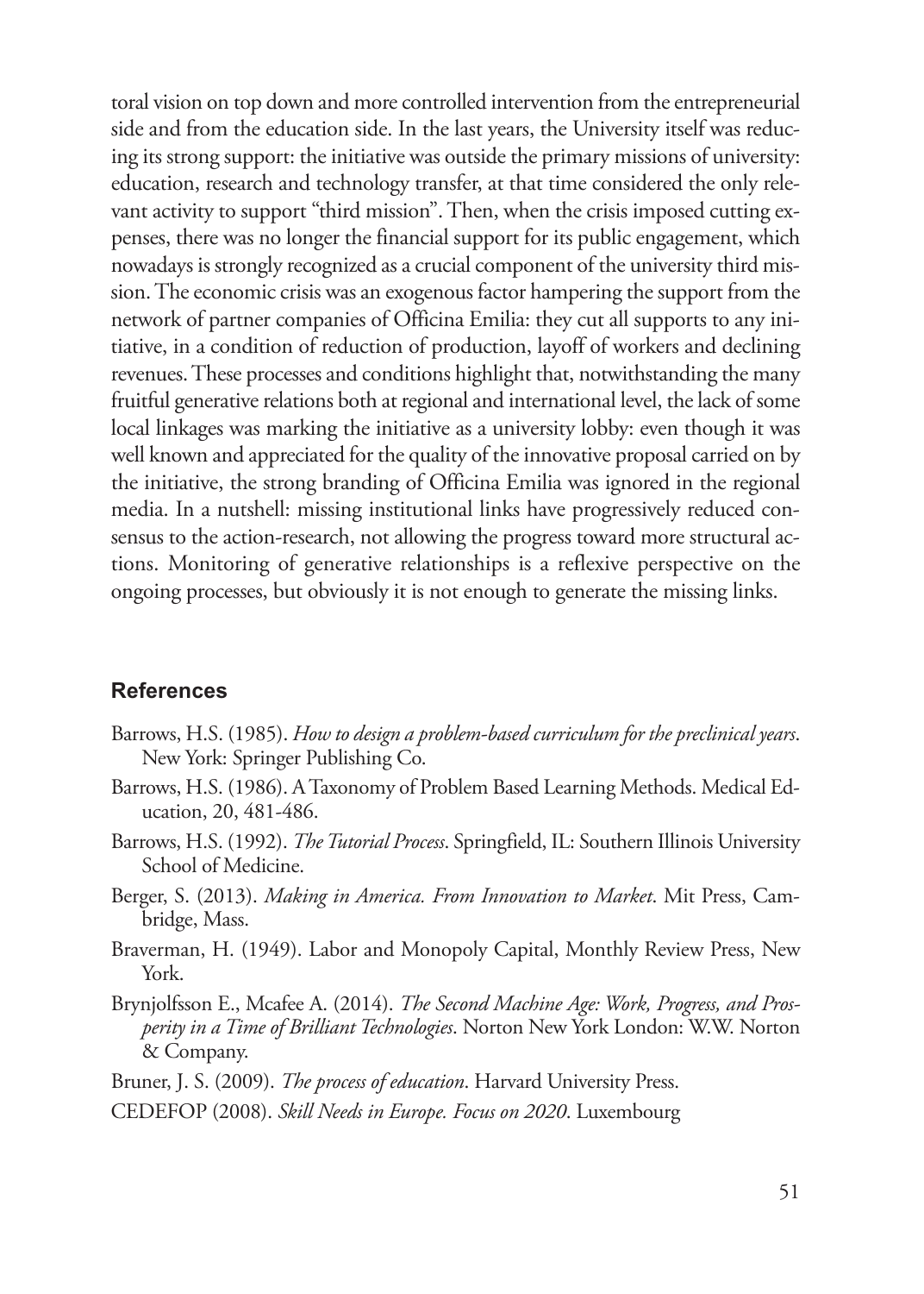toral vision on top down and more controlled intervention from the entrepreneurial side and from the education side. In the last years, the University itself was reducing its strong support: the initiative was outside the primary missions of university: education, research and technology transfer, at that time considered the only relevant activity to support "third mission". Then, when the crisis imposed cutting expenses, there was no longer the financial support for its public engagement, which nowadays is strongly recognized as a crucial component of the university third mission. The economic crisis was an exogenous factor hampering the support from the network of partner companies of Officina Emilia: they cut all supports to any initiative, in a condition of reduction of production, layoff of workers and declining revenues. These processes and conditions highlight that, notwithstanding the many fruitful generative relations both at regional and international level, the lack of some local linkages was marking the initiative as a university lobby: even though it was well known and appreciated for the quality of the innovative proposal carried on by the initiative, the strong branding of Officina Emilia was ignored in the regional media. In a nutshell: missing institutional links have progressively reduced consensus to the action-research, not allowing the progress toward more structural actions. Monitoring of generative relationships is a reflexive perspective on the ongoing processes, but obviously it is not enough to generate the missing links.

## References

Barrows, H.S. (1985). *How to design a problem-based curriculum for the preclinical years*. New York: Springer Publishing Co.

Barrows, H.S. (1986). A Taxonomy of Problem Based Learning Methods. Medical Education, 20, 481-486.

Barrows, H.S. (1992). *The Tutorial Process*. Springfield, IL: Southern Illinois University School of Medicine.

Berger, S. (2013). *Making in America. From Innovation to Market*. Mit Press, Cambridge, Mass.

Braverman, H. (1949). Labor and Monopoly Capital, Monthly Review Press, New York.

Brynjolfsson E., Mcafee A. (2014). *The Second Machine Age: Work, Progress, and Prosperity in a Time of Brilliant Technologies*. Norton New York London: W.W. Norton & Company.

Bruner, J. S. (2009). *The process of education*. Harvard University Press.

CEDEFOP (2008). *Skill Needs in Europe. Focus on 2020*. Luxembourg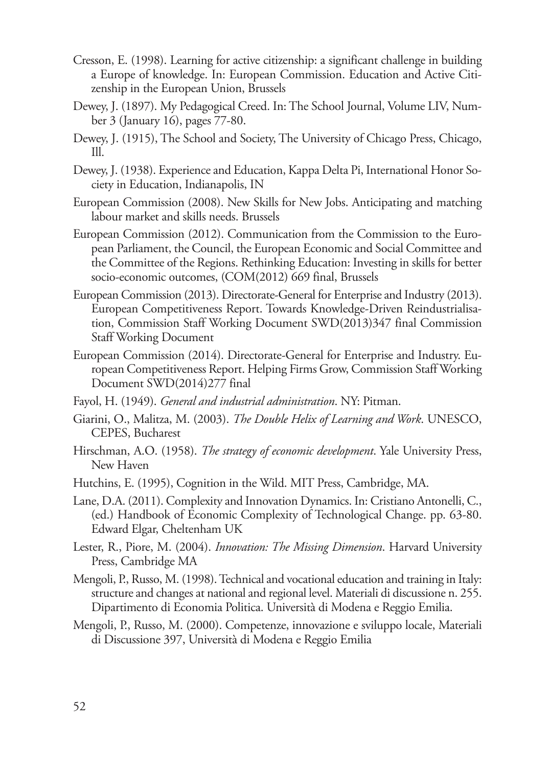Cresson, E. (1998). Learning for active citizenship: a significant challenge in building a Europe of knowledge. In: European Commission. Education and Active Citizenship in the European Union, Brussels

Dewey, J. (1897). My Pedagogical Creed. In: The School Journal, Volume LIV, Number 3 (January 16), pages 77-80.

Dewey, J. (1915), The School and Society, The University of Chicago Press, Chicago, Ill.

Dewey, J. (1938). Experience and Education, Kappa Delta Pi, International Honor Society in Education, Indianapolis, IN

European Commission (2008). New Skills for New Jobs. Anticipating and matching labour market and skills needs. Brussels

European Commission (2012). Communication from the Commission to the European Parliament, the Council, the European Economic and Social Committee and the Committee of the Regions. Rethinking Education: Investing in skills for better socio-economic outcomes, (COM(2012) 669 final, Brussels

European Commission (2013). Directorate-General for Enterprise and Industry (2013). European Competitiveness Report. Towards Knowledge-Driven Reindustrialisation, Commission Staff Working Document SWD(2013)347 final Commission Staff Working Document

European Commission (2014). Directorate-General for Enterprise and Industry. European Competitiveness Report. Helping Firms Grow, Commission Staff Working Document SWD(2014)277 final

Fayol, H. (1949). *General and industrial administration*. NY: Pitman.

Giarini, O., Malitza, M. (2003). *The Double Helix of Learning and Work*. UNESCO, CEPES, Bucharest

Hirschman, A.O. (1958). *The strategy of economic development*. Yale University Press, New Haven

Hutchins, E. (1995), Cognition in the Wild. MIT Press, Cambridge, MA.

Lane, D.A. (2011). Complexity and Innovation Dynamics. In: Cristiano Antonelli, C., (ed.) Handbook of Economic Complexity of Technological Change. pp. 63-80. Edward Elgar, Cheltenham UK

Lester, R., Piore, M. (2004). *Innovation: The Missing Dimension*. Harvard University Press, Cambridge MA

Mengoli, P., Russo, M. (1998). Technical and vocational education and training in Italy: structure and changes at national and regional level. Materiali di discussione n. 255. Dipartimento di Economia Politica. Università di Modena e Reggio Emilia.

Mengoli, P., Russo, M. (2000). Competenze, innovazione e sviluppo locale, Materiali di Discussione 397, Università di Modena e Reggio Emilia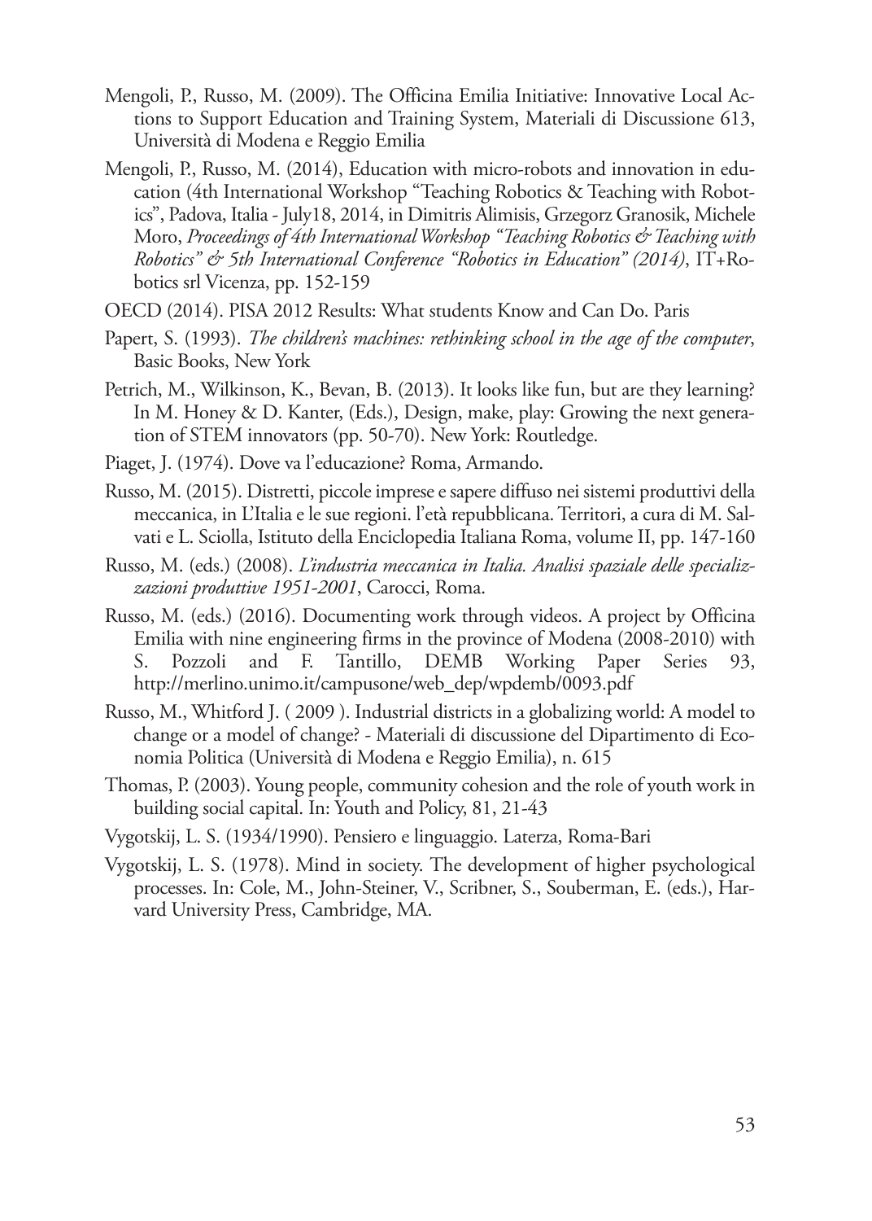Mengoli, P., Russo, M. (2009). The Officina Emilia Initiative: Innovative Local Actions to Support Education and Training System, Materiali di Discussione 613, Università di Modena e Reggio Emilia

Mengoli, P., Russo, M. (2014), Education with micro-robots and innovation in education (4th International Workshop "Teaching Robotics & Teaching with Robotics", Padova, Italia - July18, 2014, in Dimitris Alimisis, Grzegorz Granosik, Michele Moro, *Proceedings of 4th International Workshop "Teaching Robotics & Teaching with Robotics" & 5th International Conference "Robotics in Education" (2014)*, IT+Robotics srl Vicenza, pp. 152-159

OECD (2014). PISA 2012 Results: What students Know and Can Do. Paris

Papert, S. (1993). *The children's machines: rethinking school in the age of the computer*, Basic Books, New York

Petrich, M., Wilkinson, K., Bevan, B. (2013). It looks like fun, but are they learning? In M. Honey & D. Kanter, (Eds.), Design, make, play: Growing the next generation of STEM innovators (pp. 50-70). New York: Routledge.

Piaget, J. (1974). Dove va l'educazione? Roma, Armando.

Russo, M. (2015). Distretti, piccole imprese e sapere diffuso nei sistemi produttivi della meccanica, in L'Italia e le sue regioni. l'età repubblicana. Territori, a cura di M. Salvati e L. Sciolla, Istituto della Enciclopedia Italiana Roma, volume II, pp. 147-160

Russo, M. (eds.) (2008). *L'industria meccanica in Italia. Analisi spaziale delle specializzazioni produttive 1951-2001*, Carocci, Roma.

Russo, M. (eds.) (2016). Documenting work through videos. A project by Officina Emilia with nine engineering firms in the province of Modena (2008-2010) with S. Pozzoli and F. Tantillo, DEMB Working Paper Series 93, http://merlino.unimo.it/campusone/web_dep/wpdemb/0093.pdf

Russo, M., Whitford J. ( 2009 ). Industrial districts in a globalizing world: A model to change or a model of change? - Materiali di discussione del Dipartimento di Economia Politica (Università di Modena e Reggio Emilia), n. 615

Thomas, P. (2003). Young people, community cohesion and the role of youth work in building social capital. In: Youth and Policy, 81, 21-43

Vygotskij, L. S. (1934/1990). Pensiero e linguaggio. Laterza, Roma-Bari

Vygotskij, L. S. (1978). Mind in society. The development of higher psychological processes. In: Cole, M., John-Steiner, V., Scribner, S., Souberman, E. (eds.), Harvard University Press, Cambridge, MA.